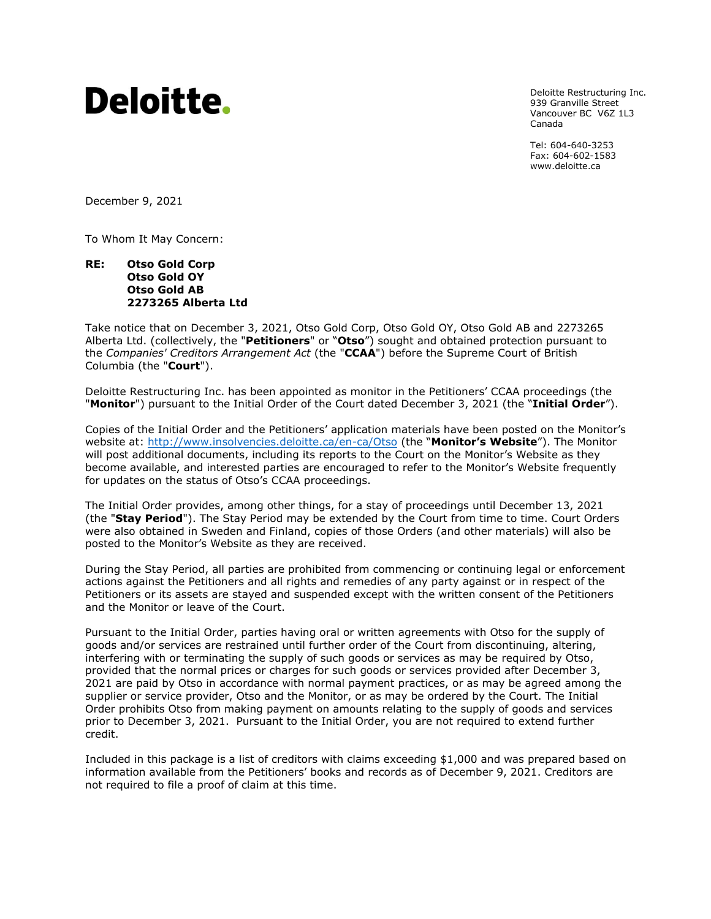Deloitte.

Deloitte Restructuring Inc.
939 Granville Street
Vancouver BC V6Z 1L3
Canada

Tel: 604-640-3253
Fax: 604-602-1583
www.deloitte.ca

December 9, 2021

To Whom It May Concern:

**RE: Otso Gold Corp**
**Otso Gold OY**
**Otso Gold AB**
**2273265 Alberta Ltd**

Take notice that on December 3, 2021, Otso Gold Corp, Otso Gold OY, Otso Gold AB and 2273265 Alberta Ltd. (collectively, the "**Petitioners**" or "**Otso**") sought and obtained protection pursuant to the *Companies' Creditors Arrangement Act* (the "**CCAA**") before the Supreme Court of British Columbia (the "**Court**").

Deloitte Restructuring Inc. has been appointed as monitor in the Petitioners' CCAA proceedings (the "**Monitor**") pursuant to the Initial Order of the Court dated December 3, 2021 (the "**Initial Order**").

Copies of the Initial Order and the Petitioners' application materials have been posted on the Monitor's website at: [http://www.insolvencies.deloitte.ca/en-ca/Otso](http://www.insolvencies.deloitte.ca/en-ca/Otso) (the "**Monitor's Website**"). The Monitor will post additional documents, including its reports to the Court on the Monitor's Website as they become available, and interested parties are encouraged to refer to the Monitor's Website frequently for updates on the status of Otso's CCAA proceedings.

The Initial Order provides, among other things, for a stay of proceedings until December 13, 2021 (the "**Stay Period**"). The Stay Period may be extended by the Court from time to time. Court Orders were also obtained in Sweden and Finland, copies of those Orders (and other materials) will also be posted to the Monitor's Website as they are received.

During the Stay Period, all parties are prohibited from commencing or continuing legal or enforcement actions against the Petitioners and all rights and remedies of any party against or in respect of the Petitioners or its assets are stayed and suspended except with the written consent of the Petitioners and the Monitor or leave of the Court.

Pursuant to the Initial Order, parties having oral or written agreements with Otso for the supply of goods and/or services are restrained until further order of the Court from discontinuing, altering, interfering with or terminating the supply of such goods or services as may be required by Otso, provided that the normal prices or charges for such goods or services provided after December 3, 2021 are paid by Otso in accordance with normal payment practices, or as may be agreed among the supplier or service provider, Otso and the Monitor, or as may be ordered by the Court. The Initial Order prohibits Otso from making payment on amounts relating to the supply of goods and services prior to December 3, 2021. Pursuant to the Initial Order, you are not required to extend further credit.

Included in this package is a list of creditors with claims exceeding $1,000 and was prepared based on information available from the Petitioners' books and records as of December 9, 2021. Creditors are not required to file a proof of claim at this time.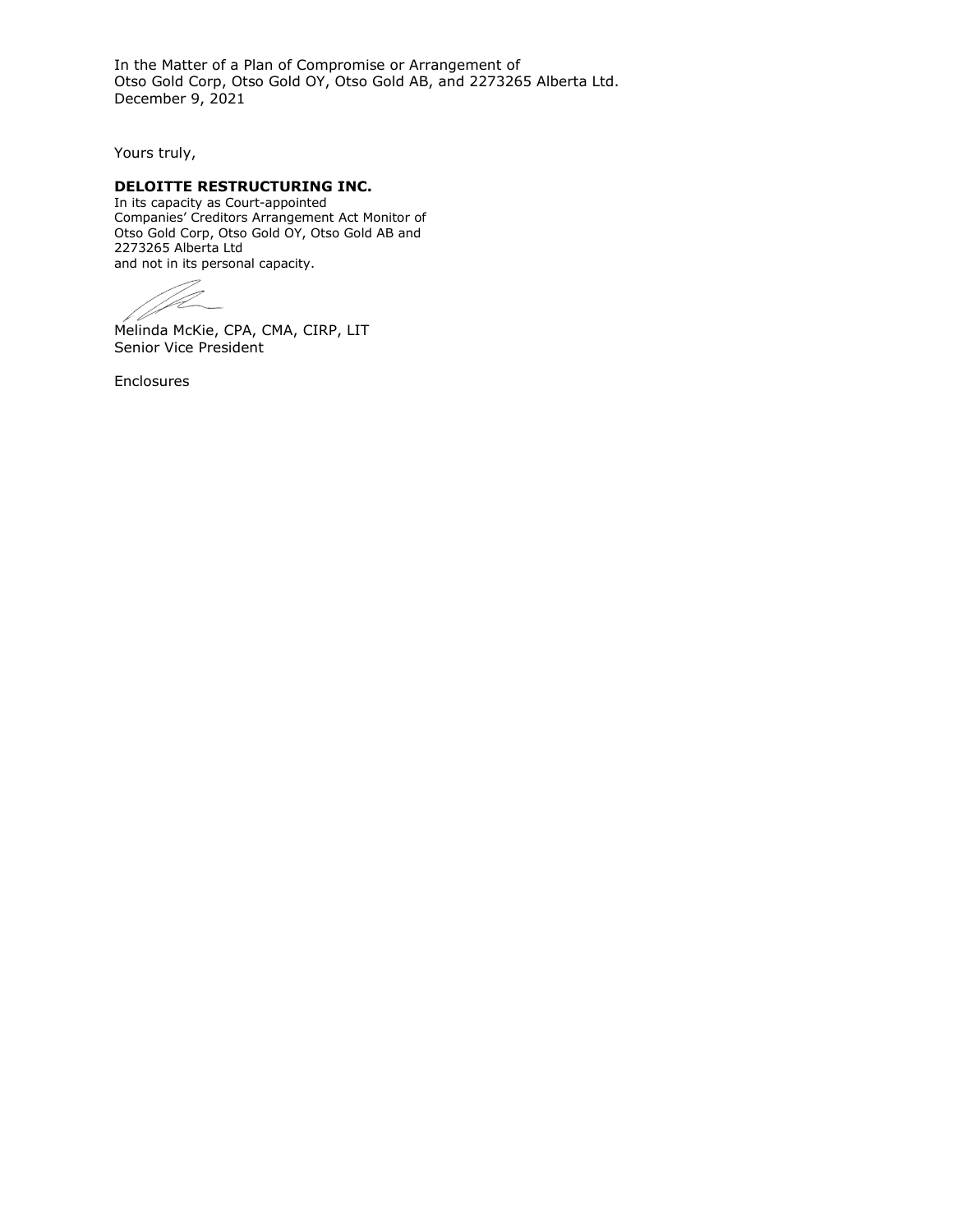In the Matter of a Plan of Compromise or Arrangement of
Otso Gold Corp, Otso Gold OY, Otso Gold AB, and 2273265 Alberta Ltd.
December 9, 2021

Yours truly,

**DELOITTE RESTRUCTURING INC.**
In its capacity as Court-appointed
Companies' Creditors Arrangement Act Monitor of
Otso Gold Corp, Otso Gold OY, Otso Gold AB and
2273265 Alberta Ltd
and not in its personal capacity.

Melinda McKie, CPA, CMA, CIRP, LIT
Senior Vice President

Enclosures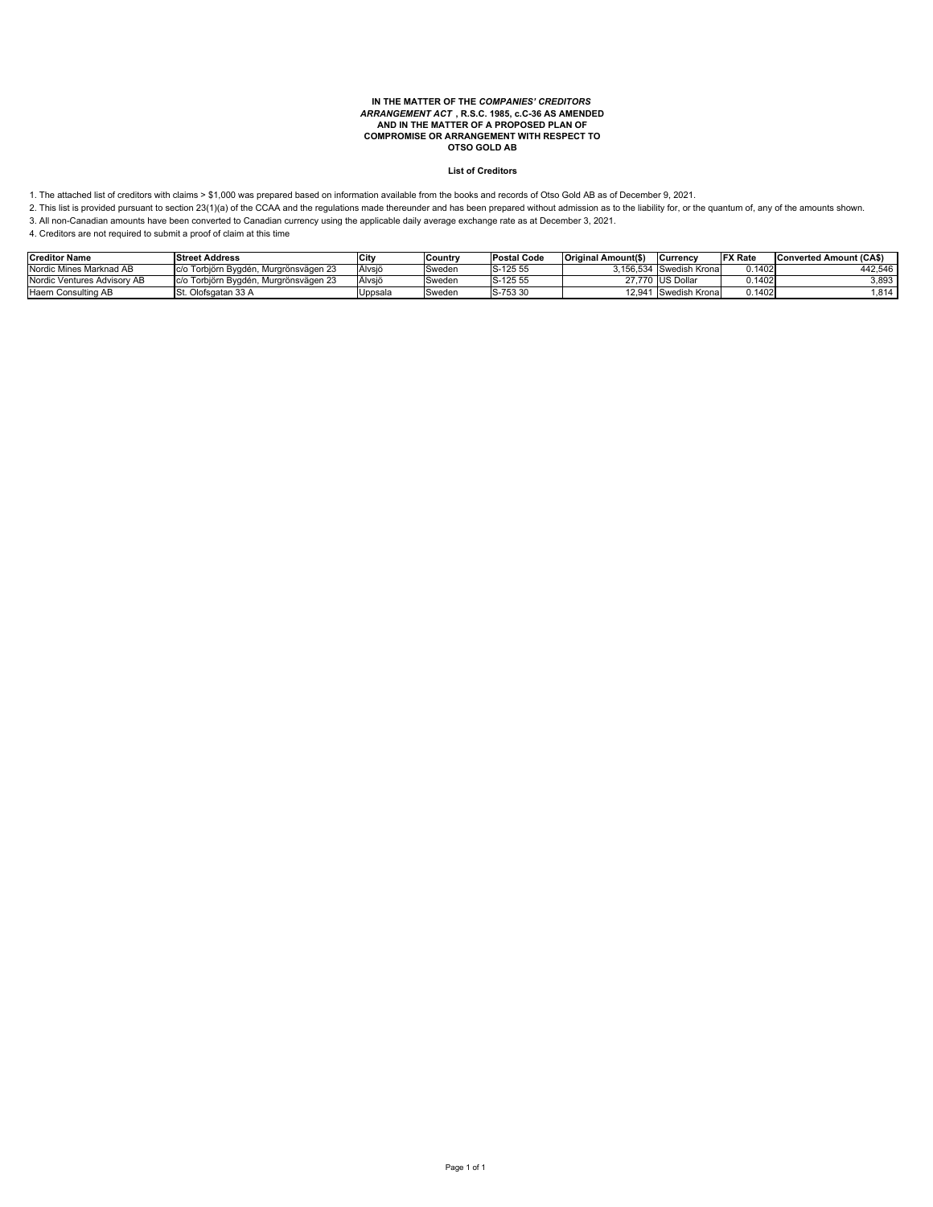**IN THE MATTER OF THE *COMPANIES' CREDITORS ARRANGEMENT ACT* , R.S.C. 1985, c.C-36 AS AMENDED AND IN THE MATTER OF A PROPOSED PLAN OF COMPROMISE OR ARRANGEMENT WITH RESPECT TO OTSO GOLD AB**

**List of Creditors**

1. The attached list of creditors with claims > $1,000 was prepared based on information available from the books and records of Otso Gold AB as of December 9, 2021.
2. This list is provided pursuant to section 23(1)(a) of the CCAA and the regulations made thereunder and has been prepared without admission as to the liability for, or the quantum of, any of the amounts shown.
3. All non-Canadian amounts have been converted to Canadian currency using the applicable daily average exchange rate as at December 3, 2021.
4. Creditors are not required to submit a proof of claim at this time

| Creditor Name | Street Address | City | Country | Postal Code | Original Amount($) | Currency | FX Rate | Converted Amount (CA$) |
|---|---|---|---|---|---|---|---|---|
| Nordic Mines Marknad AB | c/o Torbjörn Bygdén, Murgrönsvägen 23 | Älvsjö | Sweden | S-125 55 | 3,156,534 | Swedish Krona | 0.1402 | 442,546 |
| Nordic Ventures Advisory AB | c/o Torbjörn Bygdén, Murgrönsvägen 23 | Älvsjö | Sweden | S-125 55 | 27,770 | US Dollar | 0.1402 | 3,893 |
| Haern Consulting AB | St. Olofsgatan 33 A | Uppsala | Sweden | S-753 30 | 12,941 | Swedish Krona | 0.1402 | 1,814 |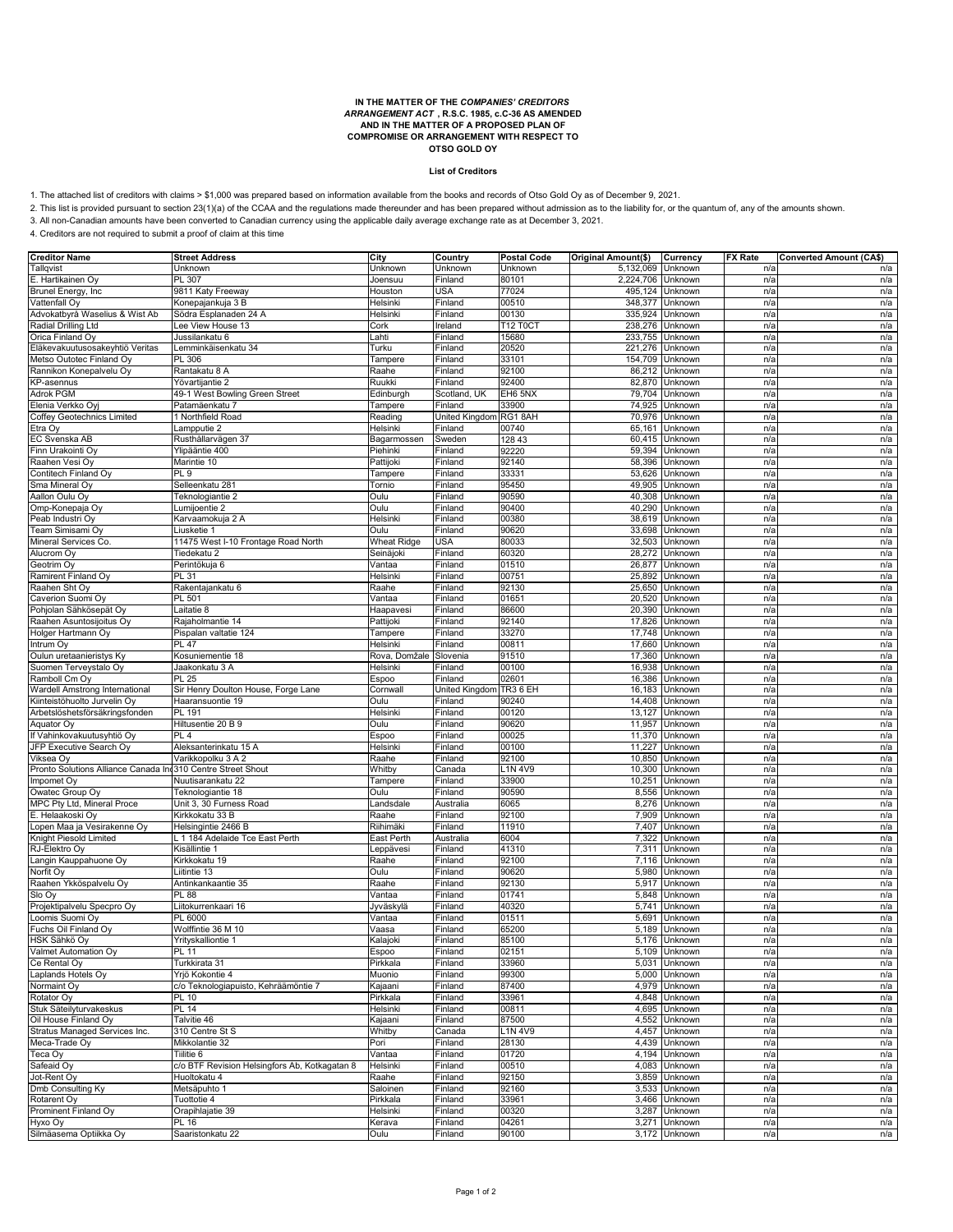**IN THE MATTER OF THE *COMPANIES' CREDITORS ARRANGEMENT ACT* , R.S.C. 1985, c.C-36 AS AMENDED AND IN THE MATTER OF A PROPOSED PLAN OF COMPROMISE OR ARRANGEMENT WITH RESPECT TO OTSO GOLD OY**

**List of Creditors**

1. The attached list of creditors with claims > $1,000 was prepared based on information available from the books and records of Otso Gold Oy as of December 9, 2021.
2. This list is provided pursuant to section 23(1)(a) of the CCAA and the regulations made thereunder and has been prepared without admission as to the liability for, or the quantum of, any of the amounts shown.
3. All non-Canadian amounts have been converted to Canadian currency using the applicable daily average exchange rate as at December 3, 2021.
4. Creditors are not required to submit a proof of claim at this time

| Creditor Name | Street Address | City | Country | Postal Code | Original Amount($) | Currency | FX Rate | Converted Amount (CA$) |
|---|---|---|---|---|---|---|---|---|
| Tallqvist | Unknown | Unknown | Unknown | Unknown | 5,132,069 | Unknown | n/a | n/a |
| E. Hartikainen Oy | PL 307 | Joensuu | Finland | 80101 | 2,224,706 | Unknown | n/a | n/a |
| Brunel Energy, Inc | 9811 Katy Freeway | Houston | USA | 77024 | 495,124 | Unknown | n/a | n/a |
| Vattenfall Oy | Konepajankuja 3 B | Helsinki | Finland | 00510 | 348,377 | Unknown | n/a | n/a |
| Advokatbyrå Waselius & Wist Ab | Södra Esplanaden 24 A | Helsinki | Finland | 00130 | 335,924 | Unknown | n/a | n/a |
| Radial Drilling Ltd | Lee View House 13 | Cork | Ireland | T12 T0CT | 238,276 | Unknown | n/a | n/a |
| Orica Finland Oy | Jussilankatu 6 | Lahti | Finland | 15680 | 233,755 | Unknown | n/a | n/a |
| Eläkevakuutusosakeyhtiö Veritas | Lemminkäisenkatu 34 | Turku | Finland | 20520 | 221,276 | Unknown | n/a | n/a |
| Metso Outotec Finland Oy | PL 306 | Tampere | Finland | 33101 | 154,709 | Unknown | n/a | n/a |
| Rannikon Konepalvelu Oy | Rantakatu 8 A | Raahe | Finland | 92100 | 86,212 | Unknown | n/a | n/a |
| KP-asennus | Yövartijantie 2 | Ruukki | Finland | 92400 | 82,870 | Unknown | n/a | n/a |
| Adrok PGM | 49-1 West Bowling Green Street | Edinburgh | Scotland, UK | EH6 5NX | 79,704 | Unknown | n/a | n/a |
| Elenia Verkko Oyj | Patamäenkatu 7 | Tampere | Finland | 33900 | 74,925 | Unknown | n/a | n/a |
| Coffey Geotechnics Limited | 1 Northfield Road | Reading | United Kingdom | RG1 8AH | 70,976 | Unknown | n/a | n/a |
| Etra Oy | Lampputie 2 | Helsinki | Finland | 00740 | 65,161 | Unknown | n/a | n/a |
| EC Svenska AB | Rusthållarvägen 37 | Bagarmossen | Sweden | 128 43 | 60,415 | Unknown | n/a | n/a |
| Finn Urakointi Oy | Ylipääntie 400 | Piehinki | Finland | 92220 | 59,394 | Unknown | n/a | n/a |
| Raahen Vesi Oy | Marintie 10 | Pattijoki | Finland | 92140 | 58,396 | Unknown | n/a | n/a |
| Contitech Finland Oy | PL 9 | Tampere | Finland | 33331 | 53,626 | Unknown | n/a | n/a |
| Sma Mineral Oy | Selleenkatu 281 | Tornio | Finland | 95450 | 49,905 | Unknown | n/a | n/a |
| Aallon Oulu Oy | Teknologiantie 2 | Oulu | Finland | 90590 | 40,308 | Unknown | n/a | n/a |
| Omp-Konepaja Oy | Lumijoentie 2 | Oulu | Finland | 90400 | 40,290 | Unknown | n/a | n/a |
| Peab Industri Oy | Karvaamokuja 2 A | Helsinki | Finland | 00380 | 38,619 | Unknown | n/a | n/a |
| Team Simisami Oy | Liusketie 1 | Oulu | Finland | 90620 | 33,698 | Unknown | n/a | n/a |
| Mineral Services Co. | 11475 West I-10 Frontage Road North | Wheat Ridge | USA | 80033 | 32,503 | Unknown | n/a | n/a |
| Alucrom Oy | Tiedekatu 2 | Seinäjoki | Finland | 60320 | 28,272 | Unknown | n/a | n/a |
| Geotrim Oy | Perintökuja 6 | Vantaa | Finland | 01510 | 26,877 | Unknown | n/a | n/a |
| Ramirent Finland Oy | PL 31 | Helsinki | Finland | 00751 | 25,892 | Unknown | n/a | n/a |
| Raahen Sht Oy | Rakentajankatu 6 | Raahe | Finland | 92130 | 25,650 | Unknown | n/a | n/a |
| Caverion Suomi Oy | PL 501 | Vantaa | Finland | 01651 | 20,520 | Unknown | n/a | n/a |
| Pohjolan Sähkösepät Oy | Laitatie 8 | Haapavesi | Finland | 86600 | 20,390 | Unknown | n/a | n/a |
| Raahen Asuntosijoitus Oy | Rajaholmantie 14 | Pattijoki | Finland | 92140 | 17,826 | Unknown | n/a | n/a |
| Holger Hartmann Oy | Pispalan valtatie 124 | Tampere | Finland | 33270 | 17,748 | Unknown | n/a | n/a |
| Intrum Oy | PL 47 | Helsinki | Finland | 00811 | 17,660 | Unknown | n/a | n/a |
| Oulun uretaanieristys Ky | Kosuniementie 18 | Rova, Domžale | Slovenia | 91510 | 17,360 | Unknown | n/a | n/a |
| Suomen Terveystalo Oy | Jaakonkatu 3 A | Helsinki | Finland | 00100 | 16,938 | Unknown | n/a | n/a |
| Ramboll Cm Oy | PL 25 | Espoo | Finland | 02601 | 16,386 | Unknown | n/a | n/a |
| Wardell Amstrong International | Sir Henry Doulton House, Forge Lane | Cornwall | United Kingdom | TR3 6 EH | 16,183 | Unknown | n/a | n/a |
| Kiinteistöhuolto Jurvelin Oy | Haaransuontie 19 | Oulu | Finland | 90240 | 14,408 | Unknown | n/a | n/a |
| Arbetslöshetsförsäkringsfonden | PL 191 | Helsinki | Finland | 00120 | 13,127 | Unknown | n/a | n/a |
| Aquator Oy | Hiitusentie 20 B 9 | Oulu | Finland | 90620 | 11,957 | Unknown | n/a | n/a |
| If Vahinkovakuutusyhtiö Oy | PL 4 | Espoo | Finland | 00025 | 11,370 | Unknown | n/a | n/a |
| JFP Executive Search Oy | Aleksanterinkatu 15 A | Helsinki | Finland | 00100 | 11,227 | Unknown | n/a | n/a |
| Viksea Oy | Varikkopolku 3 A 2 | Raahe | Finland | 92100 | 10,850 | Unknown | n/a | n/a |
| Pronto Solutions Alliance Canada In | 310 Centre Street Shout | Whitby | Canada | L1N 4V9 | 10,300 | Unknown | n/a | n/a |
| Impomet Oy | Nuutisarankatu 22 | Tampere | Finland | 33900 | 10,251 | Unknown | n/a | n/a |
| Owatec Group Oy | Teknologiantie 18 | Oulu | Finland | 90590 | 8,556 | Unknown | n/a | n/a |
| MPC Pty Ltd, Mineral Proce | Unit 3, 30 Furness Road | Landsdale | Australia | 6065 | 8,276 | Unknown | n/a | n/a |
| E. Helaakoski Oy | Kirkkokatu 33 B | Raahe | Finland | 92100 | 7,909 | Unknown | n/a | n/a |
| Lopen Maa ja Vesirakenne Oy | Helsingintie 2466 B | Riihimäki | Finland | 11910 | 7,407 | Unknown | n/a | n/a |
| Knight Piesold Limited | L 1 184 Adelaide Tce East Perth | East Perth | Australia | 6004 | 7,322 | Unknown | n/a | n/a |
| RJ-Elektro Oy | Kisällintie 1 | Leppävesi | Finland | 41310 | 7,311 | Unknown | n/a | n/a |
| Langin Kauppahuone Oy | Kirkkokatu 19 | Raahe | Finland | 92100 | 7,116 | Unknown | n/a | n/a |
| Norfit Oy | Liitintie 13 | Oulu | Finland | 90620 | 5,980 | Unknown | n/a | n/a |
| Raahen Ykköspalvelu Oy | Antinkankaantie 35 | Raahe | Finland | 92130 | 5,917 | Unknown | n/a | n/a |
| Slo Oy | PL 88 | Vantaa | Finland | 01741 | 5,848 | Unknown | n/a | n/a |
| Projektipalvelu Specpro Oy | Liitokurrenkaari 16 | Jyväskylä | Finland | 40320 | 5,741 | Unknown | n/a | n/a |
| Loomis Suomi Oy | PL 6000 | Vantaa | Finland | 01511 | 5,691 | Unknown | n/a | n/a |
| Fuchs Oil Finland Oy | Wolffintie 36 M 10 | Vaasa | Finland | 65200 | 5,189 | Unknown | n/a | n/a |
| HSK Sähkö Oy | Yrityskalliontie 1 | Kalajoki | Finland | 85100 | 5,176 | Unknown | n/a | n/a |
| Valmet Automation Oy | PL 11 | Espoo | Finland | 02151 | 5,109 | Unknown | n/a | n/a |
| Ce Rental Oy | Turkkirata 31 | Pirkkala | Finland | 33960 | 5,031 | Unknown | n/a | n/a |
| Laplands Hotels Oy | Yrjö Kokontie 4 | Muonio | Finland | 99300 | 5,000 | Unknown | n/a | n/a |
| Normaint Oy | c/o Teknologiapuisto, Kehräämöntie 7 | Kajaani | Finland | 87400 | 4,979 | Unknown | n/a | n/a |
| Rotator Oy | PL 10 | Pirkkala | Finland | 33961 | 4,848 | Unknown | n/a | n/a |
| Stuk Säteilyturvakeskus | PL 14 | Helsinki | Finland | 00811 | 4,695 | Unknown | n/a | n/a |
| Oil House Finland Oy | Talvitie 46 | Kajaani | Finland | 87500 | 4,552 | Unknown | n/a | n/a |
| Stratus Managed Services Inc. | 310 Centre St S | Whitby | Canada | L1N 4V9 | 4,457 | Unknown | n/a | n/a |
| Meca-Trade Oy | Mikkolantie 32 | Pori | Finland | 28130 | 4,439 | Unknown | n/a | n/a |
| Teca Oy | Tiilitie 6 | Vantaa | Finland | 01720 | 4,194 | Unknown | n/a | n/a |
| Safeaid Oy | c/o BTF Revision Helsingfors Ab, Kotkagatan 8 | Helsinki | Finland | 00510 | 4,083 | Unknown | n/a | n/a |
| Jot-Rent Oy | Huoltokatu 4 | Raahe | Finland | 92150 | 3,859 | Unknown | n/a | n/a |
| Dmb Consulting Ky | Metsäpuhto 1 | Saloinen | Finland | 92160 | 3,533 | Unknown | n/a | n/a |
| Rotarent Oy | Tuottotie 4 | Pirkkala | Finland | 33961 | 3,466 | Unknown | n/a | n/a |
| Prominent Finland Oy | Orapihlajatie 39 | Helsinki | Finland | 00320 | 3,287 | Unknown | n/a | n/a |
| Hyxo Oy | PL 16 | Kerava | Finland | 04261 | 3,271 | Unknown | n/a | n/a |
| Silmäasema Optiikka Oy | Saaristonkatu 22 | Oulu | Finland | 90100 | 3,172 | Unknown | n/a | n/a |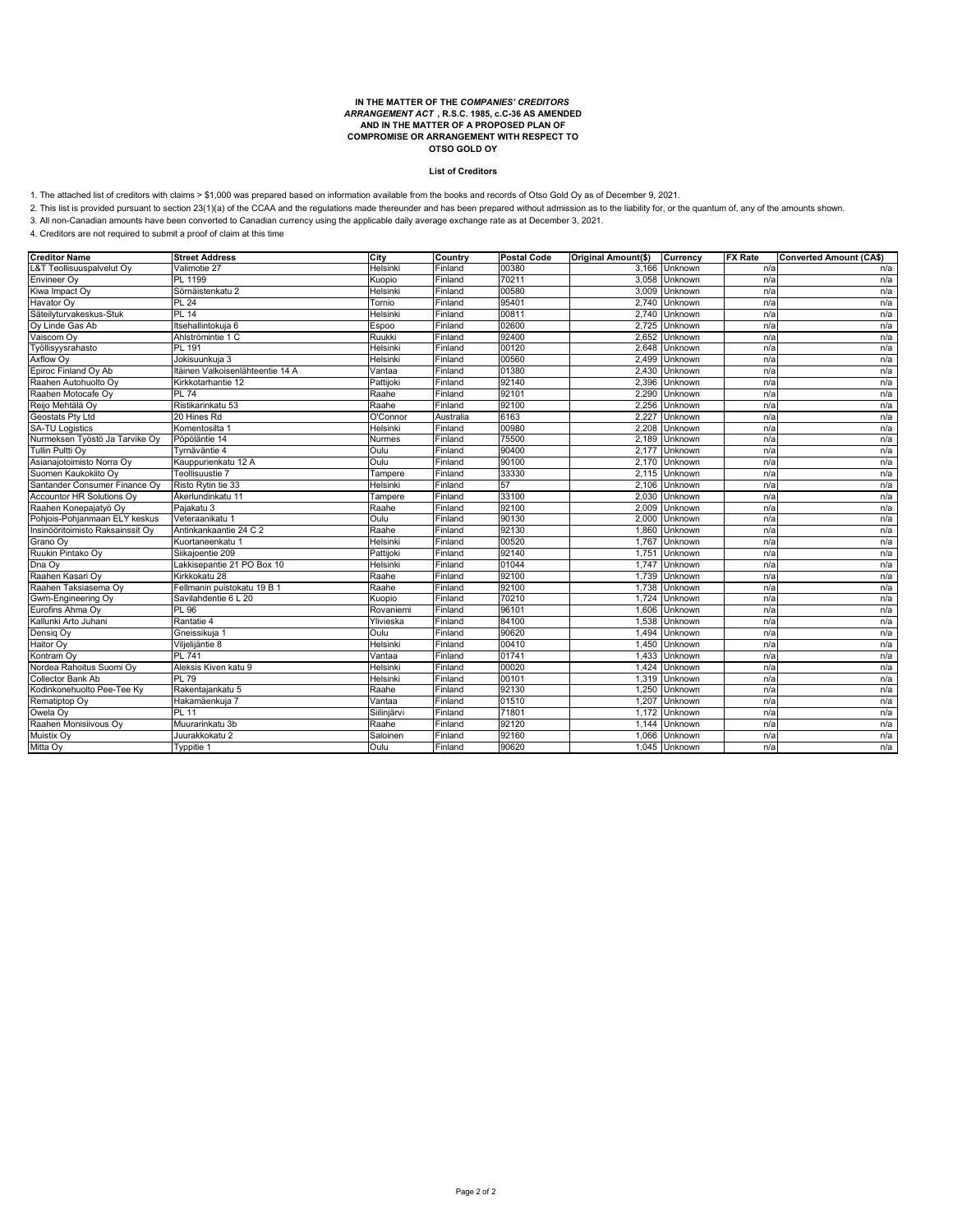**IN THE MATTER OF THE *COMPANIES' CREDITORS ARRANGEMENT ACT* , R.S.C. 1985, c.C-36 AS AMENDED AND IN THE MATTER OF A PROPOSED PLAN OF COMPROMISE OR ARRANGEMENT WITH RESPECT TO OTSO GOLD OY**

**List of Creditors**

1. The attached list of creditors with claims > $1,000 was prepared based on information available from the books and records of Otso Gold Oy as of December 9, 2021.
2. This list is provided pursuant to section 23(1)(a) of the CCAA and the regulations made thereunder and has been prepared without admission as to the liability for, or the quantum of, any of the amounts shown.
3. All non-Canadian amounts have been converted to Canadian currency using the applicable daily average exchange rate as at December 3, 2021.
4. Creditors are not required to submit a proof of claim at this time

| Creditor Name | Street Address | City | Country | Postal Code | Original Amount($) | Currency | FX Rate | Converted Amount (CA$) |
|---|---|---|---|---|---|---|---|---|
| L&T Teollisuuspalvelut Oy | Valimotie 27 | Helsinki | Finland | 00380 | 3,166 | Unknown | n/a | n/a |
| Envineer Oy | PL 1199 | Kuopio | Finland | 70211 | 3,058 | Unknown | n/a | n/a |
| Kiwa Impact Oy | Sörnäistenkatu 2 | Helsinki | Finland | 00580 | 3,009 | Unknown | n/a | n/a |
| Havator Oy | PL 24 | Tornio | Finland | 95401 | 2,740 | Unknown | n/a | n/a |
| Säteilyturvakeskus-Stuk | PL 14 | Helsinki | Finland | 00811 | 2,740 | Unknown | n/a | n/a |
| Oy Linde Gas Ab | Itsehallintokuja 6 | Espoo | Finland | 02600 | 2,725 | Unknown | n/a | n/a |
| Vaiscom Oy | Ahlströmintie 1 C | Ruukki | Finland | 92400 | 2,652 | Unknown | n/a | n/a |
| Työllisyysrahasto | PL 191 | Helsinki | Finland | 00120 | 2,648 | Unknown | n/a | n/a |
| Axflow Oy | Jokisuunkuja 3 | Helsinki | Finland | 00560 | 2,499 | Unknown | n/a | n/a |
| Epiroc Finland Oy Ab | Itäinen Valkoisenlähteentie 14 A | Vantaa | Finland | 01380 | 2,430 | Unknown | n/a | n/a |
| Raahen Autohuolto Oy | Kirkkotarhantie 12 | Pattijoki | Finland | 92140 | 2,396 | Unknown | n/a | n/a |
| Raahen Motocafe Oy | PL 74 | Raahe | Finland | 92101 | 2,290 | Unknown | n/a | n/a |
| Reijo Mehtälä Oy | Ristikarinkatu 53 | Raahe | Finland | 92100 | 2,256 | Unknown | n/a | n/a |
| Geostats Pty Ltd | 20 Hines Rd | O'Connor | Australia | 6163 | 2,227 | Unknown | n/a | n/a |
| SA-TU Logistics | Komentosilta 1 | Helsinki | Finland | 00980 | 2,208 | Unknown | n/a | n/a |
| Nurmeksen Työstö Ja Tarvike Oy | Pöpöläntie 14 | Nurmes | Finland | 75500 | 2,189 | Unknown | n/a | n/a |
| Tullin Pultti Oy | Tyrnäväntie 4 | Oulu | Finland | 90400 | 2,177 | Unknown | n/a | n/a |
| Asianajotoimisto Norra Oy | Kauppurienkatu 12 A | Oulu | Finland | 90100 | 2,170 | Unknown | n/a | n/a |
| Suomen Kaukokiito Oy | Teollisuustie 7 | Tampere | Finland | 33330 | 2,115 | Unknown | n/a | n/a |
| Santander Consumer Finance Oy | Risto Rytin tie 33 | Helsinki | Finland | 57 | 2,106 | Unknown | n/a | n/a |
| Accountor HR Solutions Oy | Åkerlundinkatu 11 | Tampere | Finland | 33100 | 2,030 | Unknown | n/a | n/a |
| Raahen Konepajatyö Oy | Pajakatu 3 | Raahe | Finland | 92100 | 2,009 | Unknown | n/a | n/a |
| Pohjois-Pohjanmaan ELY keskus | Veteraanikatu 1 | Oulu | Finland | 90130 | 2,000 | Unknown | n/a | n/a |
| Insinööritoimisto Raksainssit Oy | Antinkankaantie 24 C 2 | Raahe | Finland | 92130 | 1,860 | Unknown | n/a | n/a |
| Grano Oy | Kuortaneenkatu 1 | Helsinki | Finland | 00520 | 1,767 | Unknown | n/a | n/a |
| Ruukin Pintako Oy | Siikajoentie 209 | Pattijoki | Finland | 92140 | 1,751 | Unknown | n/a | n/a |
| Dna Oy | Lakkisepantie 21 PO Box 10 | Helsinki | Finland | 01044 | 1,747 | Unknown | n/a | n/a |
| Raahen Kasari Oy | Kirkkokatu 28 | Raahe | Finland | 92100 | 1,739 | Unknown | n/a | n/a |
| Raahen Taksiasema Oy | Fellmanin puistokatu 19 B 1 | Raahe | Finland | 92100 | 1,738 | Unknown | n/a | n/a |
| Gwm-Engineering Oy | Savilahdentie 6 L 20 | Kuopio | Finland | 70210 | 1,724 | Unknown | n/a | n/a |
| Eurofins Ahma Oy | PL 96 | Rovaniemi | Finland | 96101 | 1,606 | Unknown | n/a | n/a |
| Kallunki Arto Juhani | Rantatie 4 | Ylivieska | Finland | 84100 | 1,538 | Unknown | n/a | n/a |
| Densiq Oy | Gneissikuja 1 | Oulu | Finland | 90620 | 1,494 | Unknown | n/a | n/a |
| Haitor Oy | Viljelijäntie 8 | Helsinki | Finland | 00410 | 1,450 | Unknown | n/a | n/a |
| Kontram Oy | PL 741 | Vantaa | Finland | 01741 | 1,433 | Unknown | n/a | n/a |
| Nordea Rahoitus Suomi Oy | Aleksis Kiven katu 9 | Helsinki | Finland | 00020 | 1,424 | Unknown | n/a | n/a |
| Collector Bank Ab | PL 79 | Helsinki | Finland | 00101 | 1,319 | Unknown | n/a | n/a |
| Kodinkonehuolto Pee-Tee Ky | Rakentajankatu 5 | Raahe | Finland | 92130 | 1,250 | Unknown | n/a | n/a |
| Rematiptop Oy | Hakamäenkuja 7 | Vantaa | Finland | 01510 | 1,207 | Unknown | n/a | n/a |
| Owela Oy | PL 11 | Siilinjärvi | Finland | 71801 | 1,172 | Unknown | n/a | n/a |
| Raahen Monisiivous Oy | Muurarinkatu 3b | Raahe | Finland | 92120 | 1,144 | Unknown | n/a | n/a |
| Muistix Oy | Juurakkokatu 2 | Saloinen | Finland | 92160 | 1,066 | Unknown | n/a | n/a |
| Mitta Oy | Typpitie 1 | Oulu | Finland | 90620 | 1,045 | Unknown | n/a | n/a |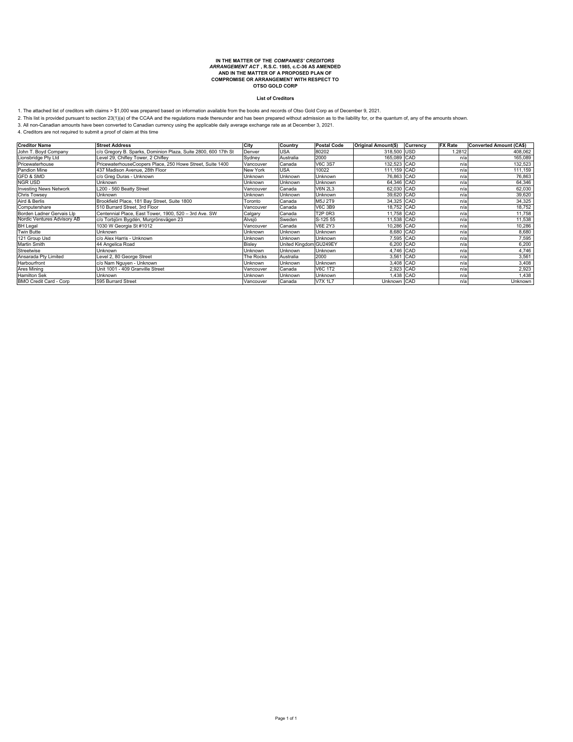**IN THE MATTER OF THE *COMPANIES' CREDITORS ARRANGEMENT ACT* , R.S.C. 1985, c.C-36 AS AMENDED AND IN THE MATTER OF A PROPOSED PLAN OF COMPROMISE OR ARRANGEMENT WITH RESPECT TO OTSO GOLD CORP**

**List of Creditors**

1. The attached list of creditors with claims > $1,000 was prepared based on information available from the books and records of Otso Gold Corp as of December 9, 2021.
2. This list is provided pursuant to section 23(1)(a) of the CCAA and the regulations made thereunder and has been prepared without admission as to the liability for, or the quantum of, any of the amounts shown.
3. All non-Canadian amounts have been converted to Canadian currency using the applicable daily average exchange rate as at December 3, 2021.
4. Creditors are not required to submit a proof of claim at this time

| Creditor Name | Street Address | City | Country | Postal Code | Original Amount($) | Currency | FX Rate | Converted Amount (CA$) |
|---|---|---|---|---|---|---|---|---|
| John T. Boyd Company | c/o Gregory B. Sparks, Dominion Plaza, Suite 2800, 600 17th St | Denver | USA | 80202 | 318,500 | USD | 1.2812 | 408,062 |
| Lionsbridge Pty Ltd | Level 29, Chifley Tower, 2 Chifley | Sydney | Australia | 2000 | 165,089 | CAD | n/a | 165,089 |
| Pricewaterhouse | PricewaterhouseCoopers Place, 250 Howe Street, Suite 1400 | Vancouver | Canada | V6C 3S7 | 132,523 | CAD | n/a | 132,523 |
| Pandion Mine | 437 Madison Avenue, 28th Floor | New York | USA | 10022 | 111,159 | CAD | n/a | 111,159 |
| GFD & SMD | c/o Greg Duras - Unknown | Unknown | Unknown | Unknown | 76,863 | CAD | n/a | 76,863 |
| NGR USD | Unknown | Unknown | Unknown | Unknown | 64,346 | CAD | n/a | 64,346 |
| Investing News Network | L200 - 560 Beatty Street | Vancouver | Canada | V6N 2L3 | 62,030 | CAD | n/a | 62,030 |
| Chris Towsey | Unknown | Unknown | Unknown | Unknown | 39,620 | CAD | n/a | 39,620 |
| Aird & Berlis | Brookfield Place, 181 Bay Street, Suite 1800 | Toronto | Canada | M5J 2T9 | 34,325 | CAD | n/a | 34,325 |
| Computershare | 510 Burrard Street, 3rd Floor | Vancouver | Canada | V6C 3B9 | 18,752 | CAD | n/a | 18,752 |
| Borden Ladner Gervais Llp | Centennial Place, East Tower, 1900, 520 – 3rd Ave. SW | Calgary | Canada | T2P 0R3 | 11,758 | CAD | n/a | 11,758 |
| Nordic Ventures Advisory AB | c/o Torbjörn Bygdén, Murgrönsvägen 23 | Älvsjö | Sweden | S-125 55 | 11,538 | CAD | n/a | 11,538 |
| BH Legal | 1030 W Georgia St #1012 | Vancouver | Canada | V6E 2Y3 | 10,286 | CAD | n/a | 10,286 |
| Twin Butte | Unknown | Unknown | Unknown | Unknown | 8,680 | CAD | n/a | 8,680 |
| 121 Group Usd | c/o Alex Harris - Unknown | Unknown | Unknown | Unknown | 7,595 | CAD | n/a | 7,595 |
| Martin Smith | 44 Angelica Road | Bisley | United Kingdom | GU249EY | 6,200 | CAD | n/a | 6,200 |
| Streetwise | Unknown | Unknown | Unknown | Unknown | 4,746 | CAD | n/a | 4,746 |
| Ansarada Pty Limited | Level 2, 80 George Street | The Rocks | Australia | 2000 | 3,561 | CAD | n/a | 3,561 |
| Harbourfront | c/o Nam Nguyen - Unknown | Unknown | Unknown | Unknown | 3,408 | CAD | n/a | 3,408 |
| Ares Mining | Unit 1001 - 409 Granville Street | Vancouver | Canada | V6C 1T2 | 2,923 | CAD | n/a | 2,923 |
| Hamilton Sek | Unknown | Unknown | Unknown | Unknown | 1,438 | CAD | n/a | 1,438 |
| BMO Credit Card - Corp | 595 Burrard Street | Vancouver | Canada | V7X 1L7 | Unknown | CAD | n/a | Unknown |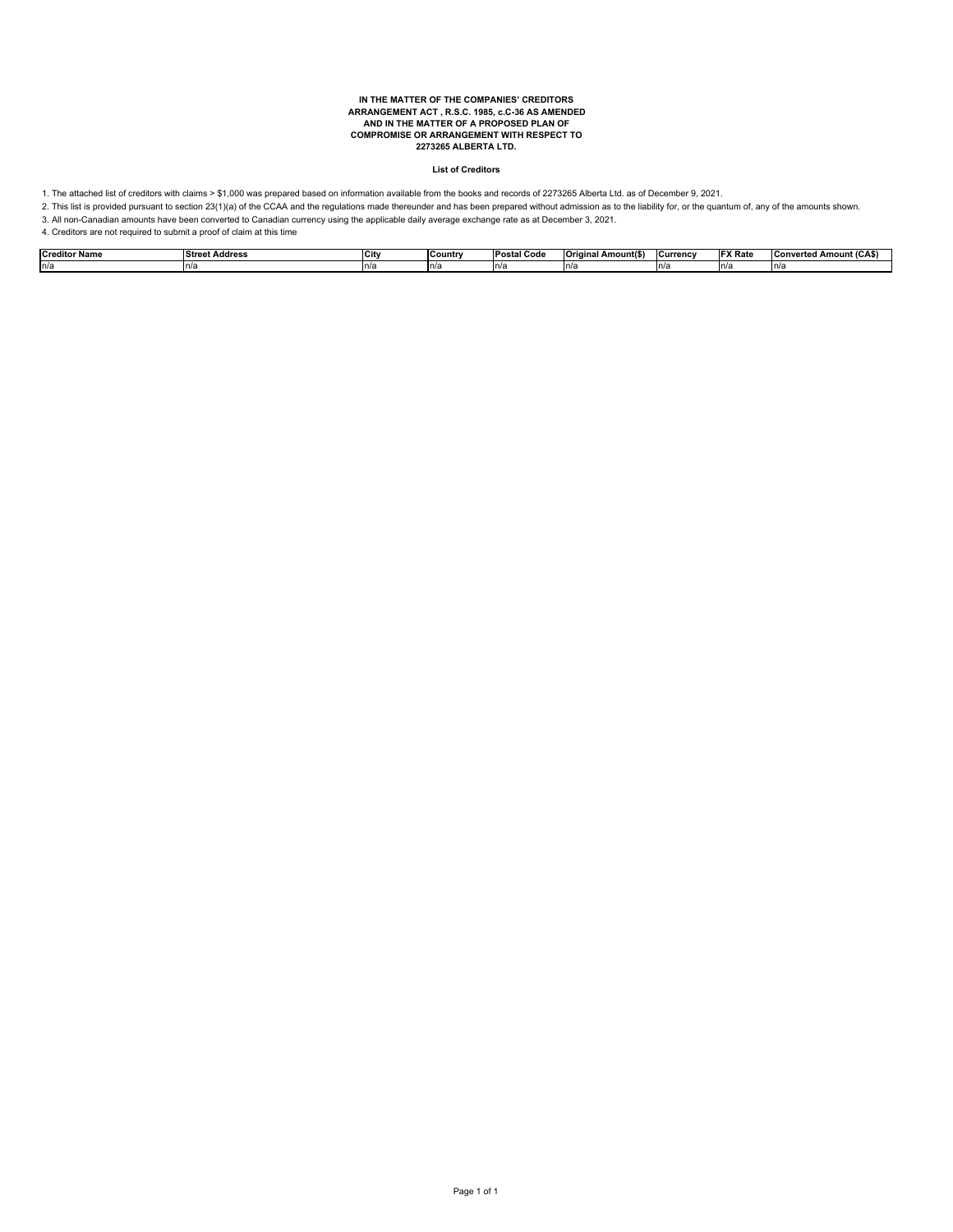**IN THE MATTER OF THE COMPANIES' CREDITORS ARRANGEMENT ACT , R.S.C. 1985, c.C-36 AS AMENDED AND IN THE MATTER OF A PROPOSED PLAN OF COMPROMISE OR ARRANGEMENT WITH RESPECT TO 2273265 ALBERTA LTD.**

**List of Creditors**

1. The attached list of creditors with claims > $1,000 was prepared based on information available from the books and records of 2273265 Alberta Ltd. as of December 9, 2021.
2. This list is provided pursuant to section 23(1)(a) of the CCAA and the regulations made thereunder and has been prepared without admission as to the liability for, or the quantum of, any of the amounts shown.
3. All non-Canadian amounts have been converted to Canadian currency using the applicable daily average exchange rate as at December 3, 2021.
4. Creditors are not required to submit a proof of claim at this time

| Creditor Name | Street Address | City | Country | Postal Code | Original Amount($) | Currency | FX Rate | Converted Amount (CA$) |
|---|---|---|---|---|---|---|---|---|
| n/a | n/a | n/a | n/a | n/a | n/a | n/a | n/a | n/a |